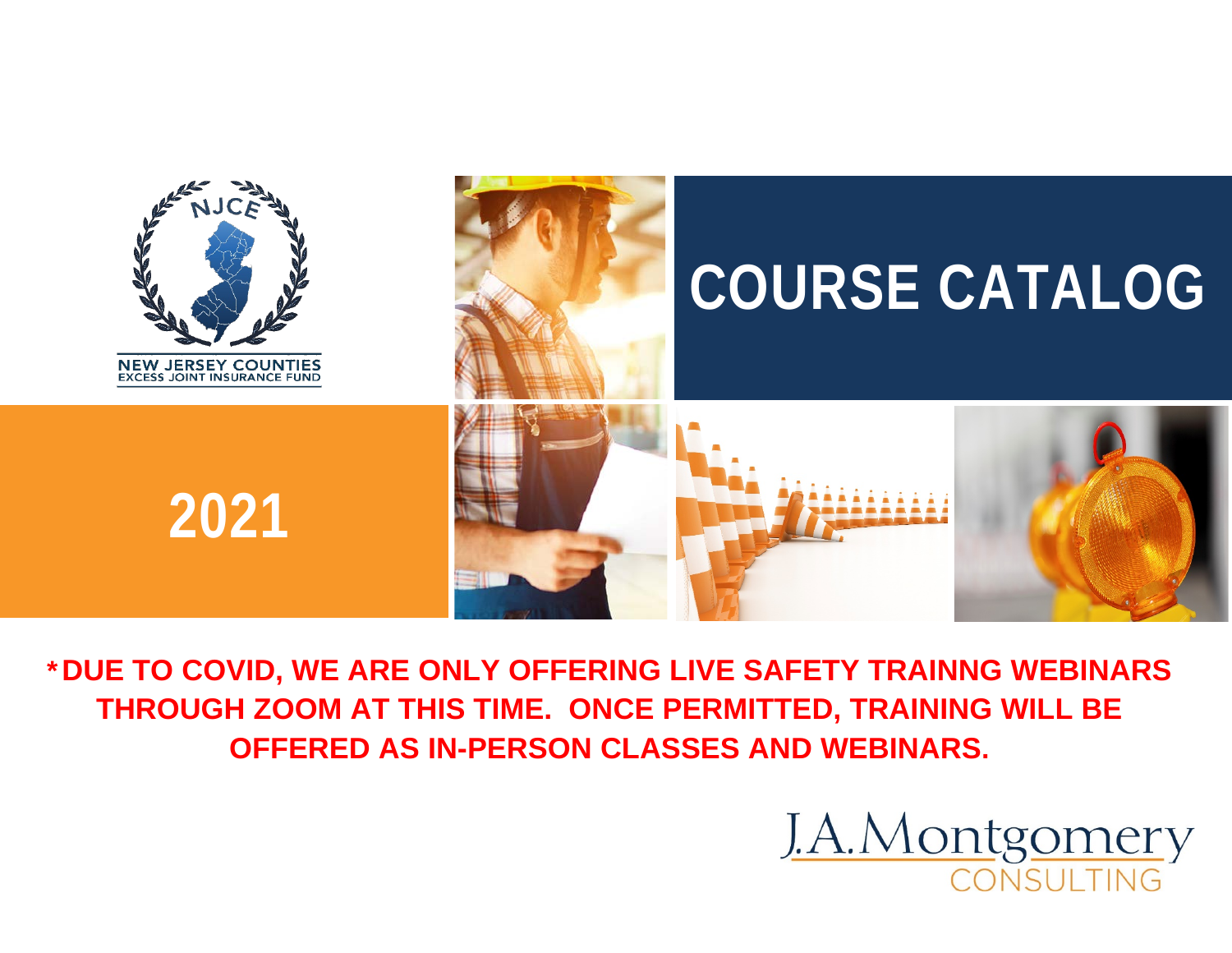NJCE

NEW JERSEY COUNTIES
EXCESS JOINT INSURANCE FUND

# COURSE CATALOG

# 2021

**\*DUE TO COVID, WE ARE ONLY OFFERING LIVE SAFETY TRAINNG WEBINARS THROUGH ZOOM AT THIS TIME. ONCE PERMITTED, TRAINING WILL BE OFFERED AS IN-PERSON CLASSES AND WEBINARS.**

J.A.Montgomery
CONSULTING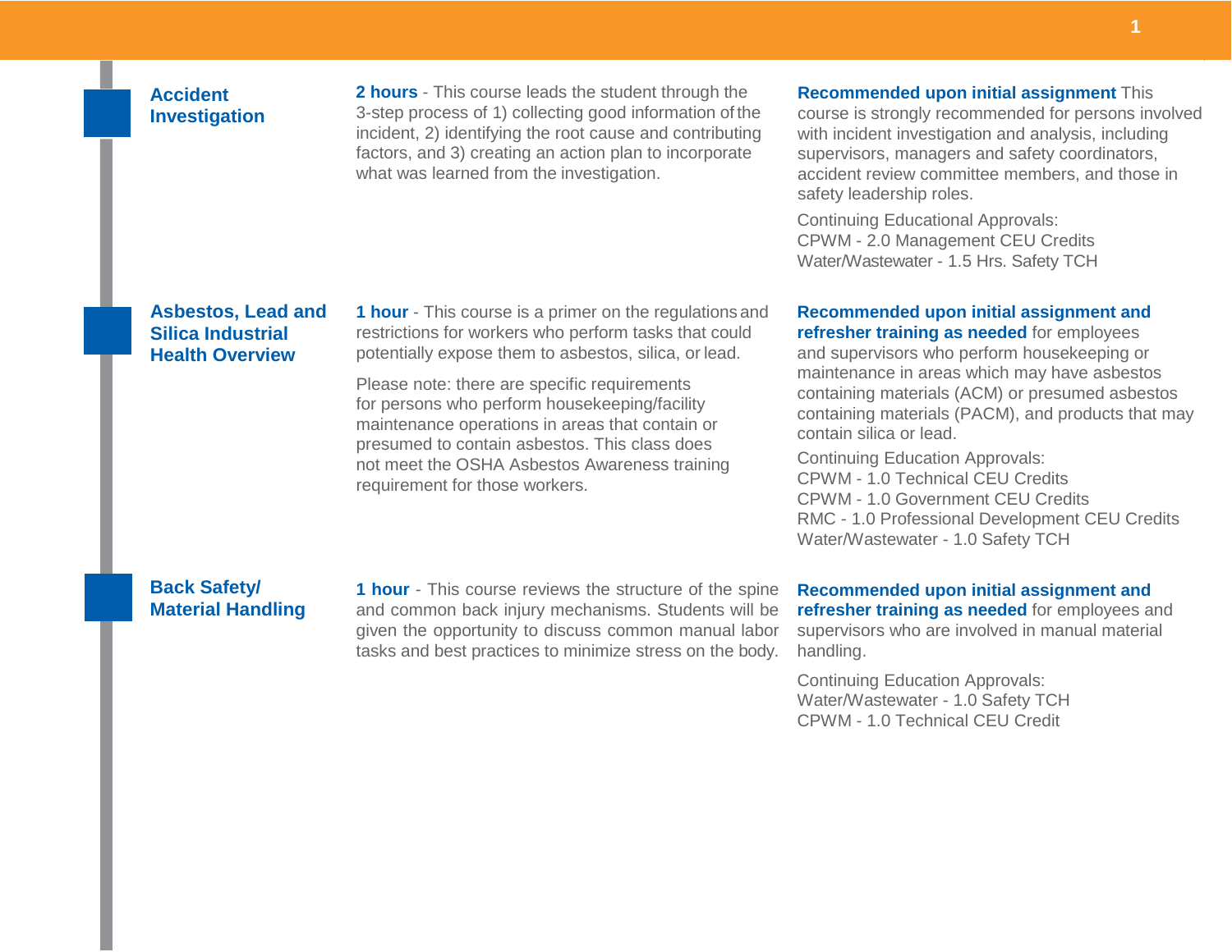## Accident Investigation

**2 hours** - This course leads the student through the 3-step process of 1) collecting good information of the incident, 2) identifying the root cause and contributing factors, and 3) creating an action plan to incorporate what was learned from the investigation.

**Recommended upon initial assignment** This course is strongly recommended for persons involved with incident investigation and analysis, including supervisors, managers and safety coordinators, accident review committee members, and those in safety leadership roles.

Continuing Educational Approvals:
CPWM - 2.0 Management CEU Credits
Water/Wastewater - 1.5 Hrs. Safety TCH

## Asbestos, Lead and Silica Industrial Health Overview

**1 hour** - This course is a primer on the regulations and restrictions for workers who perform tasks that could potentially expose them to asbestos, silica, or lead.

Please note: there are specific requirements for persons who perform housekeeping/facility maintenance operations in areas that contain or presumed to contain asbestos. This class does not meet the OSHA Asbestos Awareness training requirement for those workers.

**Recommended upon initial assignment and refresher training as needed** for employees and supervisors who perform housekeeping or maintenance in areas which may have asbestos containing materials (ACM) or presumed asbestos containing materials (PACM), and products that may contain silica or lead.

Continuing Education Approvals:
CPWM - 1.0 Technical CEU Credits
CPWM - 1.0 Government CEU Credits
RMC - 1.0 Professional Development CEU Credits
Water/Wastewater - 1.0 Safety TCH

## Back Safety/ Material Handling

**1 hour** - This course reviews the structure of the spine and common back injury mechanisms. Students will be given the opportunity to discuss common manual labor tasks and best practices to minimize stress on the body.

**Recommended upon initial assignment and refresher training as needed** for employees and supervisors who are involved in manual material handling.

Continuing Education Approvals:
Water/Wastewater - 1.0 Safety TCH
CPWM - 1.0 Technical CEU Credit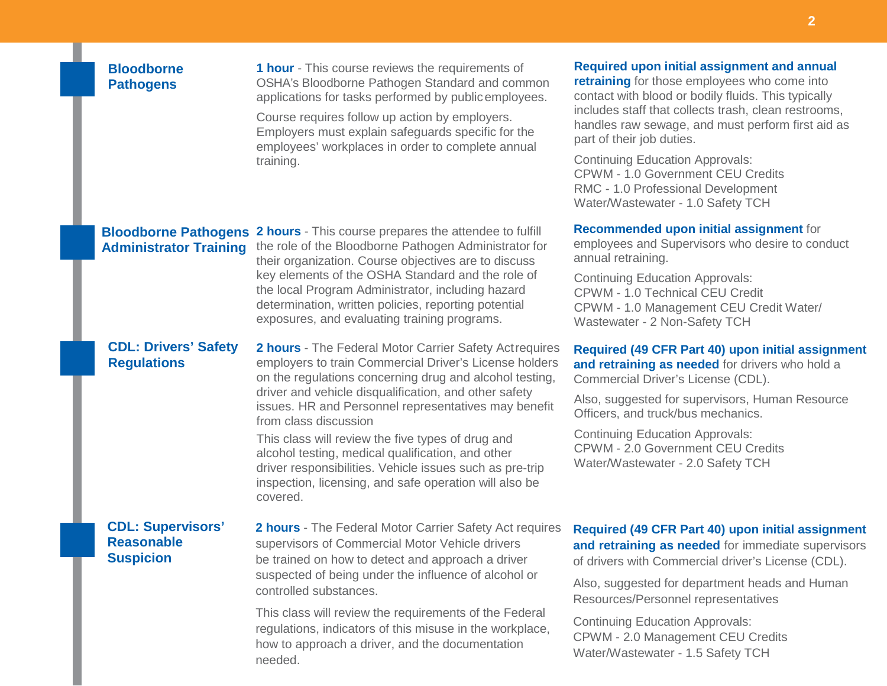## Bloodborne Pathogens

**1 hour** - This course reviews the requirements of OSHA's Bloodborne Pathogen Standard and common applications for tasks performed by public employees.

Course requires follow up action by employers. Employers must explain safeguards specific for the employees' workplaces in order to complete annual training.

**Required upon initial assignment and annual retraining** for those employees who come into contact with blood or bodily fluids. This typically includes staff that collects trash, clean restrooms, handles raw sewage, and must perform first aid as part of their job duties.

Continuing Education Approvals:
CPWM - 1.0 Government CEU Credits
RMC - 1.0 Professional Development
Water/Wastewater - 1.0 Safety TCH

## Bloodborne Pathogens Administrator Training

**2 hours** - This course prepares the attendee to fulfill the role of the Bloodborne Pathogen Administrator for their organization. Course objectives are to discuss key elements of the OSHA Standard and the role of the local Program Administrator, including hazard determination, written policies, reporting potential exposures, and evaluating training programs.

**Recommended upon initial assignment** for employees and Supervisors who desire to conduct annual retraining.

Continuing Education Approvals:
CPWM - 1.0 Technical CEU Credit
CPWM - 1.0 Management CEU Credit Water/
Wastewater - 2 Non-Safety TCH

## CDL: Drivers' Safety Regulations

**2 hours** - The Federal Motor Carrier Safety Act requires employers to train Commercial Driver's License holders on the regulations concerning drug and alcohol testing, driver and vehicle disqualification, and other safety issues. HR and Personnel representatives may benefit from class discussion

This class will review the five types of drug and alcohol testing, medical qualification, and other driver responsibilities. Vehicle issues such as pre-trip inspection, licensing, and safe operation will also be covered.

**Required (49 CFR Part 40) upon initial assignment and retraining as needed** for drivers who hold a Commercial Driver's License (CDL).

Also, suggested for supervisors, Human Resource Officers, and truck/bus mechanics.

Continuing Education Approvals:
CPWM - 2.0 Government CEU Credits
Water/Wastewater - 2.0 Safety TCH

## CDL: Supervisors' Reasonable Suspicion

**2 hours** - The Federal Motor Carrier Safety Act requires supervisors of Commercial Motor Vehicle drivers be trained on how to detect and approach a driver suspected of being under the influence of alcohol or controlled substances.

This class will review the requirements of the Federal regulations, indicators of this misuse in the workplace, how to approach a driver, and the documentation needed.

**Required (49 CFR Part 40) upon initial assignment and retraining as needed** for immediate supervisors of drivers with Commercial driver's License (CDL).

Also, suggested for department heads and Human Resources/Personnel representatives

Continuing Education Approvals:
CPWM - 2.0 Management CEU Credits
Water/Wastewater - 1.5 Safety TCH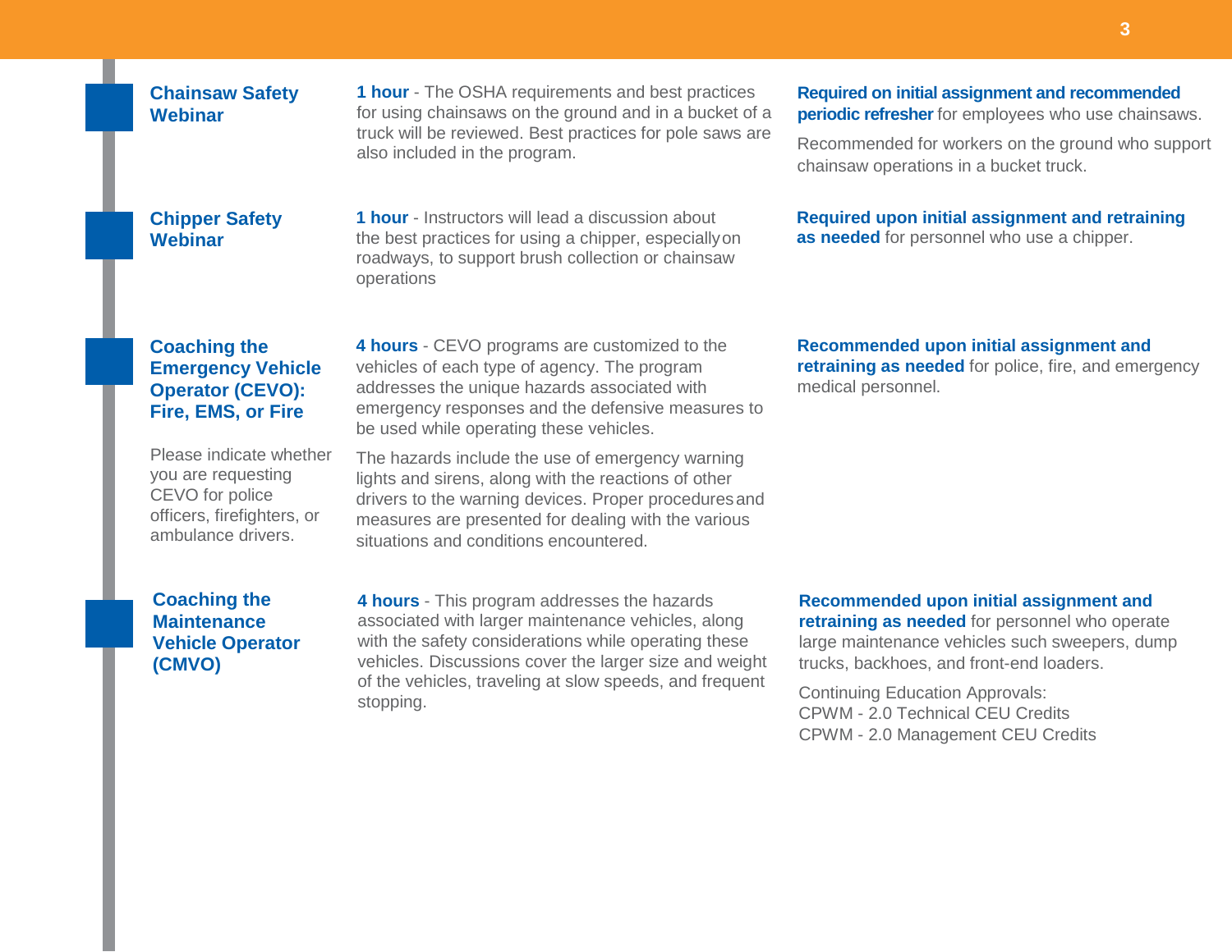## Chainsaw Safety Webinar

**1 hour** - The OSHA requirements and best practices for using chainsaws on the ground and in a bucket of a truck will be reviewed. Best practices for pole saws are also included in the program.

**Required on initial assignment and recommended periodic refresher** for employees who use chainsaws.

Recommended for workers on the ground who support chainsaw operations in a bucket truck.

## Chipper Safety Webinar

**1 hour** - Instructors will lead a discussion about the best practices for using a chipper, especially on roadways, to support brush collection or chainsaw operations

**Required upon initial assignment and retraining as needed** for personnel who use a chipper.

## Coaching the Emergency Vehicle Operator (CEVO): Fire, EMS, or Fire

Please indicate whether you are requesting CEVO for police officers, firefighters, or ambulance drivers.

**4 hours** - CEVO programs are customized to the vehicles of each type of agency. The program addresses the unique hazards associated with emergency responses and the defensive measures to be used while operating these vehicles.

The hazards include the use of emergency warning lights and sirens, along with the reactions of other drivers to the warning devices. Proper procedures and measures are presented for dealing with the various situations and conditions encountered.

**Recommended upon initial assignment and retraining as needed** for police, fire, and emergency medical personnel.

## Coaching the Maintenance Vehicle Operator (CMVO)

**4 hours** - This program addresses the hazards associated with larger maintenance vehicles, along with the safety considerations while operating these vehicles. Discussions cover the larger size and weight of the vehicles, traveling at slow speeds, and frequent stopping.

**Recommended upon initial assignment and retraining as needed** for personnel who operate large maintenance vehicles such sweepers, dump trucks, backhoes, and front-end loaders.

Continuing Education Approvals:
CPWM - 2.0 Technical CEU Credits
CPWM - 2.0 Management CEU Credits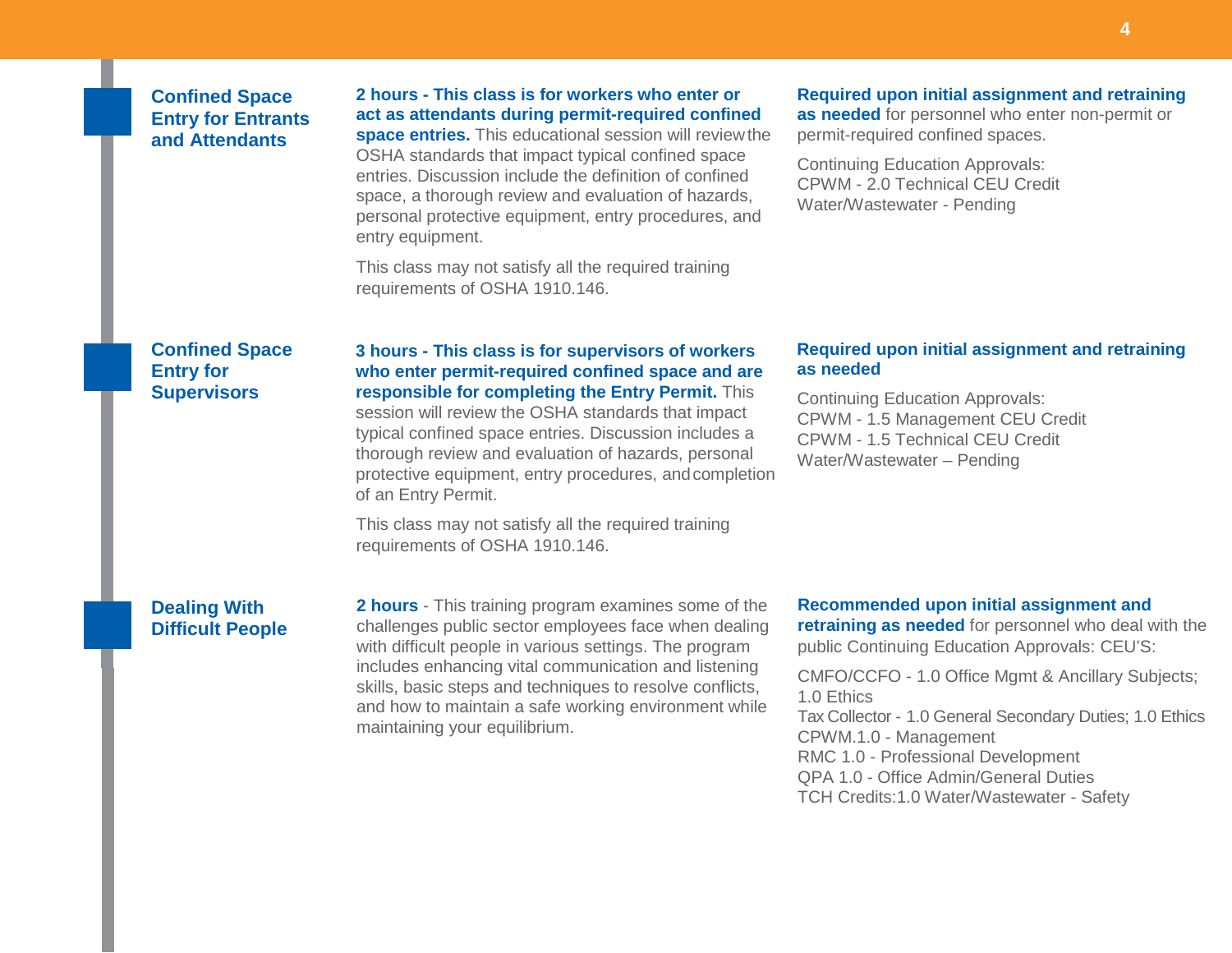## Confined Space Entry for Entrants and Attendants

**2 hours - This class is for workers who enter or act as attendants during permit-required confined space entries.** This educational session will review the OSHA standards that impact typical confined space entries. Discussion include the definition of confined space, a thorough review and evaluation of hazards, personal protective equipment, entry procedures, and entry equipment.

This class may not satisfy all the required training requirements of OSHA 1910.146.

**Required upon initial assignment and retraining as needed** for personnel who enter non-permit or permit-required confined spaces.

Continuing Education Approvals:
CPWM - 2.0 Technical CEU Credit
Water/Wastewater - Pending

## Confined Space Entry for Supervisors

**3 hours - This class is for supervisors of workers who enter permit-required confined space and are responsible for completing the Entry Permit.** This session will review the OSHA standards that impact typical confined space entries. Discussion includes a thorough review and evaluation of hazards, personal protective equipment, entry procedures, and completion of an Entry Permit.

This class may not satisfy all the required training requirements of OSHA 1910.146.

**Required upon initial assignment and retraining as needed**

Continuing Education Approvals:
CPWM - 1.5 Management CEU Credit
CPWM - 1.5 Technical CEU Credit
Water/Wastewater – Pending

## Dealing With Difficult People

**2 hours** - This training program examines some of the challenges public sector employees face when dealing with difficult people in various settings. The program includes enhancing vital communication and listening skills, basic steps and techniques to resolve conflicts, and how to maintain a safe working environment while maintaining your equilibrium.

**Recommended upon initial assignment and retraining as needed** for personnel who deal with the public Continuing Education Approvals: CEU'S:

CMFO/CCFO - 1.0 Office Mgmt & Ancillary Subjects; 1.0 Ethics
Tax Collector - 1.0 General Secondary Duties; 1.0 Ethics
CPWM.1.0 - Management
RMC 1.0 - Professional Development
QPA 1.0 - Office Admin/General Duties
TCH Credits:1.0 Water/Wastewater - Safety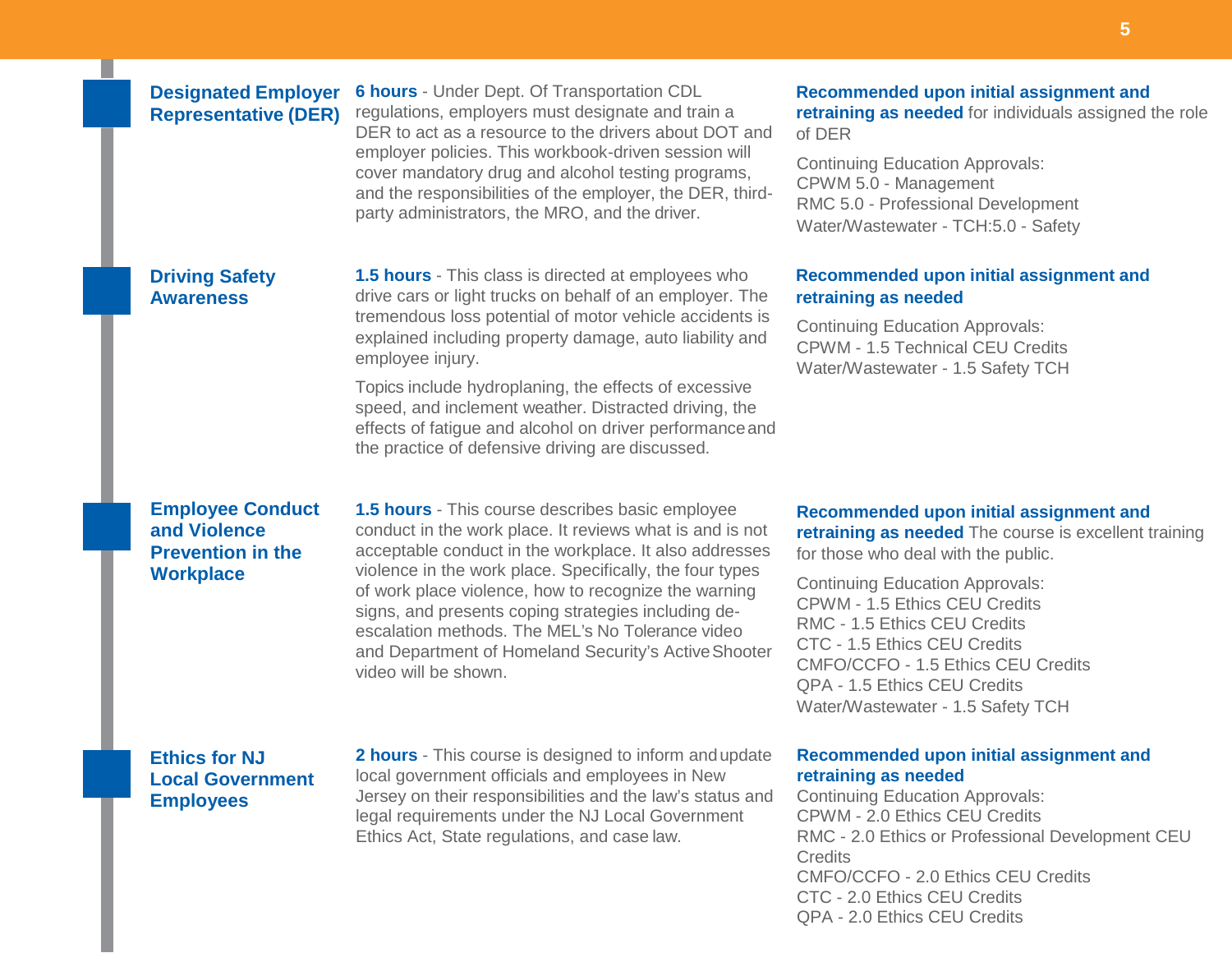## Designated Employer Representative (DER)

**6 hours** - Under Dept. Of Transportation CDL regulations, employers must designate and train a DER to act as a resource to the drivers about DOT and employer policies. This workbook-driven session will cover mandatory drug and alcohol testing programs, and the responsibilities of the employer, the DER, third-party administrators, the MRO, and the driver.

**Recommended upon initial assignment and retraining as needed** for individuals assigned the role of DER

Continuing Education Approvals:
CPWM 5.0 - Management
RMC 5.0 - Professional Development
Water/Wastewater - TCH:5.0 - Safety

## Driving Safety Awareness

**1.5 hours** - This class is directed at employees who drive cars or light trucks on behalf of an employer. The tremendous loss potential of motor vehicle accidents is explained including property damage, auto liability and employee injury.

Topics include hydroplaning, the effects of excessive speed, and inclement weather. Distracted driving, the effects of fatigue and alcohol on driver performance and the practice of defensive driving are discussed.

**Recommended upon initial assignment and retraining as needed**

Continuing Education Approvals:
CPWM - 1.5 Technical CEU Credits
Water/Wastewater - 1.5 Safety TCH

## Employee Conduct and Violence Prevention in the Workplace

**1.5 hours** - This course describes basic employee conduct in the work place. It reviews what is and is not acceptable conduct in the workplace. It also addresses violence in the work place. Specifically, the four types of work place violence, how to recognize the warning signs, and presents coping strategies including de-escalation methods. The MEL's No Tolerance video and Department of Homeland Security's Active Shooter video will be shown.

**Recommended upon initial assignment and retraining as needed** The course is excellent training for those who deal with the public.

Continuing Education Approvals:
CPWM - 1.5 Ethics CEU Credits
RMC - 1.5 Ethics CEU Credits
CTC - 1.5 Ethics CEU Credits
CMFO/CCFO - 1.5 Ethics CEU Credits
QPA - 1.5 Ethics CEU Credits
Water/Wastewater - 1.5 Safety TCH

## Ethics for NJ Local Government Employees

**2 hours** - This course is designed to inform and update local government officials and employees in New Jersey on their responsibilities and the law's status and legal requirements under the NJ Local Government Ethics Act, State regulations, and case law.

**Recommended upon initial assignment and retraining as needed**

Continuing Education Approvals:
CPWM - 2.0 Ethics CEU Credits
RMC - 2.0 Ethics or Professional Development CEU Credits
CMFO/CCFO - 2.0 Ethics CEU Credits
CTC - 2.0 Ethics CEU Credits
QPA - 2.0 Ethics CEU Credits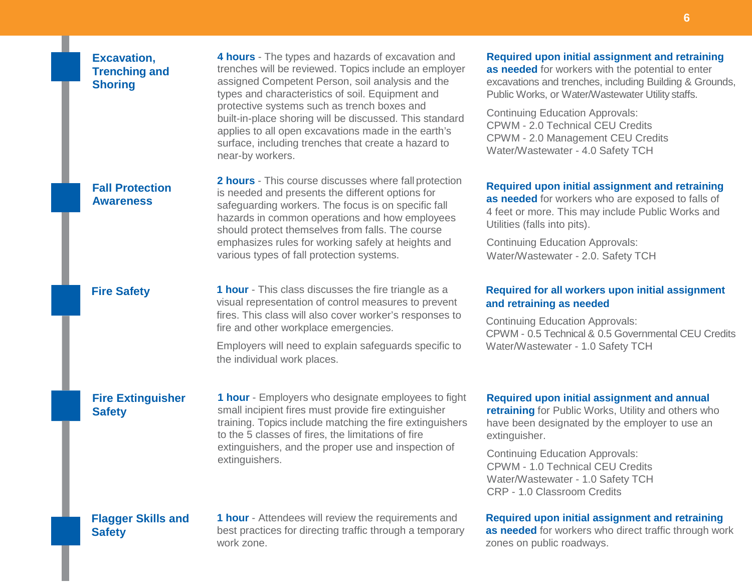## Excavation, Trenching and Shoring

**4 hours** - The types and hazards of excavation and trenches will be reviewed. Topics include an employer assigned Competent Person, soil analysis and the types and characteristics of soil. Equipment and protective systems such as trench boxes and built-in-place shoring will be discussed. This standard applies to all open excavations made in the earth's surface, including trenches that create a hazard to near-by workers.

**Required upon initial assignment and retraining as needed** for workers with the potential to enter excavations and trenches, including Building & Grounds, Public Works, or Water/Wastewater Utility staffs.

Continuing Education Approvals:
CPWM - 2.0 Technical CEU Credits
CPWM - 2.0 Management CEU Credits
Water/Wastewater - 4.0 Safety TCH

## Fall Protection Awareness

**2 hours** - This course discusses where fall protection is needed and presents the different options for safeguarding workers. The focus is on specific fall hazards in common operations and how employees should protect themselves from falls. The course emphasizes rules for working safely at heights and various types of fall protection systems.

**Required upon initial assignment and retraining as needed** for workers who are exposed to falls of 4 feet or more. This may include Public Works and Utilities (falls into pits).

Continuing Education Approvals:
Water/Wastewater - 2.0. Safety TCH

## Fire Safety

**1 hour** - This class discusses the fire triangle as a visual representation of control measures to prevent fires. This class will also cover worker's responses to fire and other workplace emergencies.

Employers will need to explain safeguards specific to the individual work places.

**Required for all workers upon initial assignment and retraining as needed**

Continuing Education Approvals:
CPWM - 0.5 Technical & 0.5 Governmental CEU Credits
Water/Wastewater - 1.0 Safety TCH

## Fire Extinguisher Safety

**1 hour** - Employers who designate employees to fight small incipient fires must provide fire extinguisher training. Topics include matching the fire extinguishers to the 5 classes of fires, the limitations of fire extinguishers, and the proper use and inspection of extinguishers.

**Required upon initial assignment and annual retraining** for Public Works, Utility and others who have been designated by the employer to use an extinguisher.

Continuing Education Approvals:
CPWM - 1.0 Technical CEU Credits
Water/Wastewater - 1.0 Safety TCH
CRP - 1.0 Classroom Credits

## Flagger Skills and Safety

**1 hour** - Attendees will review the requirements and best practices for directing traffic through a temporary work zone.

**Required upon initial assignment and retraining as needed** for workers who direct traffic through work zones on public roadways.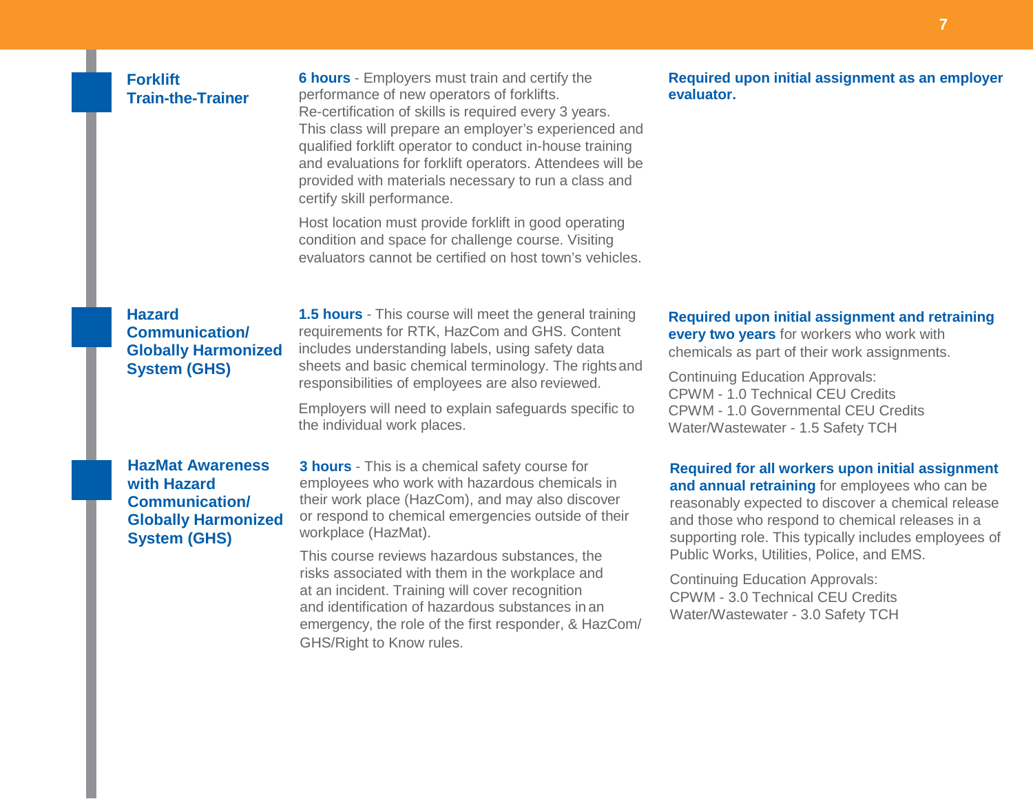## Forklift Train-the-Trainer

**6 hours** - Employers must train and certify the performance of new operators of forklifts. Re-certification of skills is required every 3 years. This class will prepare an employer's experienced and qualified forklift operator to conduct in-house training and evaluations for forklift operators. Attendees will be provided with materials necessary to run a class and certify skill performance.

Host location must provide forklift in good operating condition and space for challenge course. Visiting evaluators cannot be certified on host town's vehicles.

**Required upon initial assignment as an employer evaluator.**

## Hazard Communication/ Globally Harmonized System (GHS)

**1.5 hours** - This course will meet the general training requirements for RTK, HazCom and GHS. Content includes understanding labels, using safety data sheets and basic chemical terminology. The rights and responsibilities of employees are also reviewed.

Employers will need to explain safeguards specific to the individual work places.

**Required upon initial assignment and retraining every two years** for workers who work with chemicals as part of their work assignments.

Continuing Education Approvals:
CPWM - 1.0 Technical CEU Credits
CPWM - 1.0 Governmental CEU Credits
Water/Wastewater - 1.5 Safety TCH

## HazMat Awareness with Hazard Communication/ Globally Harmonized System (GHS)

**3 hours** - This is a chemical safety course for employees who work with hazardous chemicals in their work place (HazCom), and may also discover or respond to chemical emergencies outside of their workplace (HazMat).

This course reviews hazardous substances, the risks associated with them in the workplace and at an incident. Training will cover recognition and identification of hazardous substances in an emergency, the role of the first responder, & HazCom/ GHS/Right to Know rules.

**Required for all workers upon initial assignment and annual retraining** for employees who can be reasonably expected to discover a chemical release and those who respond to chemical releases in a supporting role. This typically includes employees of Public Works, Utilities, Police, and EMS.

Continuing Education Approvals:
CPWM - 3.0 Technical CEU Credits
Water/Wastewater - 3.0 Safety TCH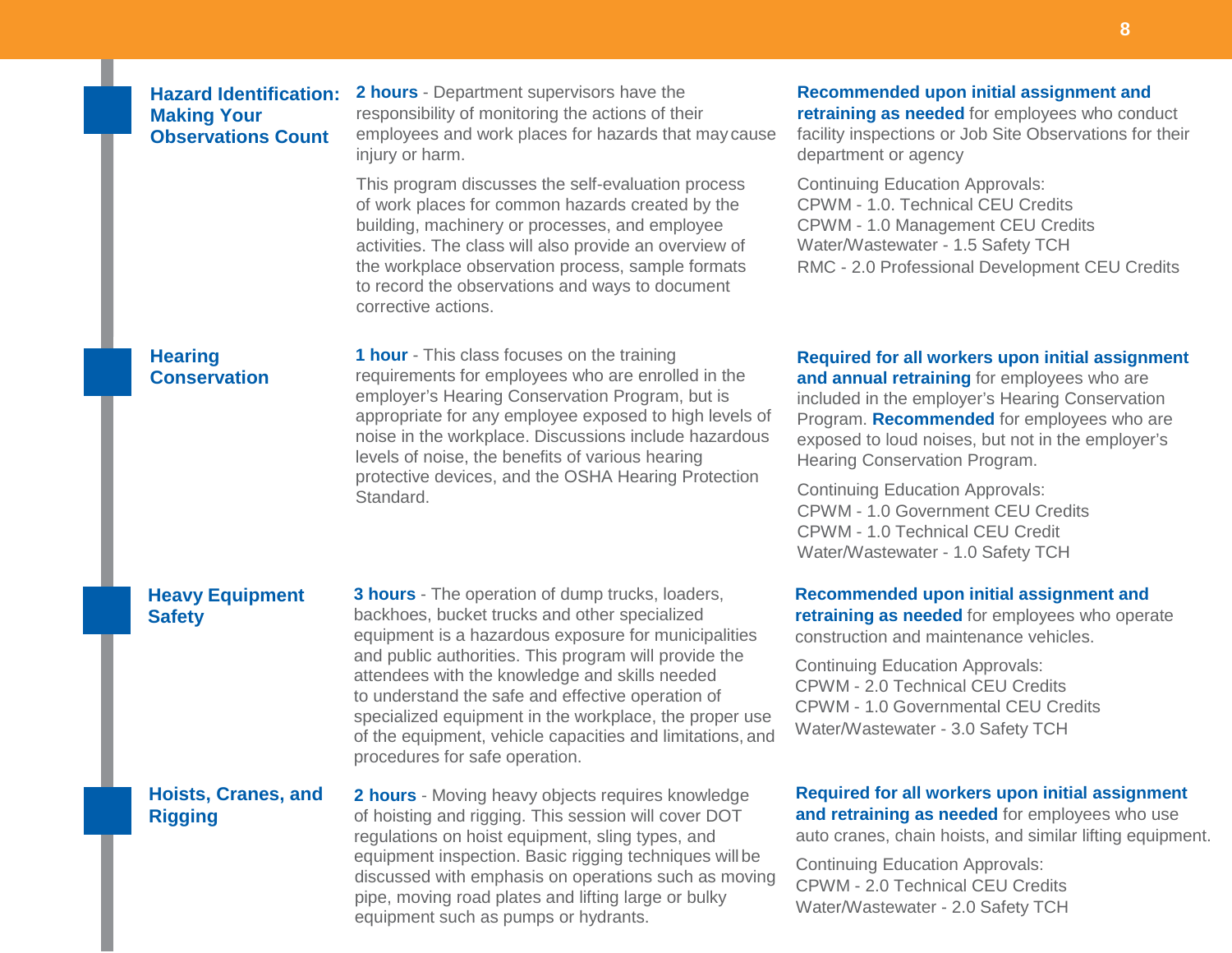## Hazard Identification: Making Your Observations Count

**2 hours** - Department supervisors have the responsibility of monitoring the actions of their employees and work places for hazards that may cause injury or harm.

This program discusses the self-evaluation process of work places for common hazards created by the building, machinery or processes, and employee activities. The class will also provide an overview of the workplace observation process, sample formats to record the observations and ways to document corrective actions.

**Recommended upon initial assignment and retraining as needed** for employees who conduct facility inspections or Job Site Observations for their department or agency

Continuing Education Approvals:
CPWM - 1.0. Technical CEU Credits
CPWM - 1.0 Management CEU Credits
Water/Wastewater - 1.5 Safety TCH
RMC - 2.0 Professional Development CEU Credits

## Hearing Conservation

**1 hour** - This class focuses on the training requirements for employees who are enrolled in the employer's Hearing Conservation Program, but is appropriate for any employee exposed to high levels of noise in the workplace. Discussions include hazardous levels of noise, the benefits of various hearing protective devices, and the OSHA Hearing Protection Standard.

**Required for all workers upon initial assignment and annual retraining** for employees who are included in the employer's Hearing Conservation Program. **Recommended** for employees who are exposed to loud noises, but not in the employer's Hearing Conservation Program.

Continuing Education Approvals:
CPWM - 1.0 Government CEU Credits
CPWM - 1.0 Technical CEU Credit
Water/Wastewater - 1.0 Safety TCH

## Heavy Equipment Safety

**3 hours** - The operation of dump trucks, loaders, backhoes, bucket trucks and other specialized equipment is a hazardous exposure for municipalities and public authorities. This program will provide the attendees with the knowledge and skills needed to understand the safe and effective operation of specialized equipment in the workplace, the proper use of the equipment, vehicle capacities and limitations, and procedures for safe operation.

**Recommended upon initial assignment and retraining as needed** for employees who operate construction and maintenance vehicles.

Continuing Education Approvals:
CPWM - 2.0 Technical CEU Credits
CPWM - 1.0 Governmental CEU Credits
Water/Wastewater - 3.0 Safety TCH

## Hoists, Cranes, and Rigging

**2 hours** - Moving heavy objects requires knowledge of hoisting and rigging. This session will cover DOT regulations on hoist equipment, sling types, and equipment inspection. Basic rigging techniques will be discussed with emphasis on operations such as moving pipe, moving road plates and lifting large or bulky equipment such as pumps or hydrants.

**Required for all workers upon initial assignment and retraining as needed** for employees who use auto cranes, chain hoists, and similar lifting equipment.

Continuing Education Approvals:
CPWM - 2.0 Technical CEU Credits
Water/Wastewater - 2.0 Safety TCH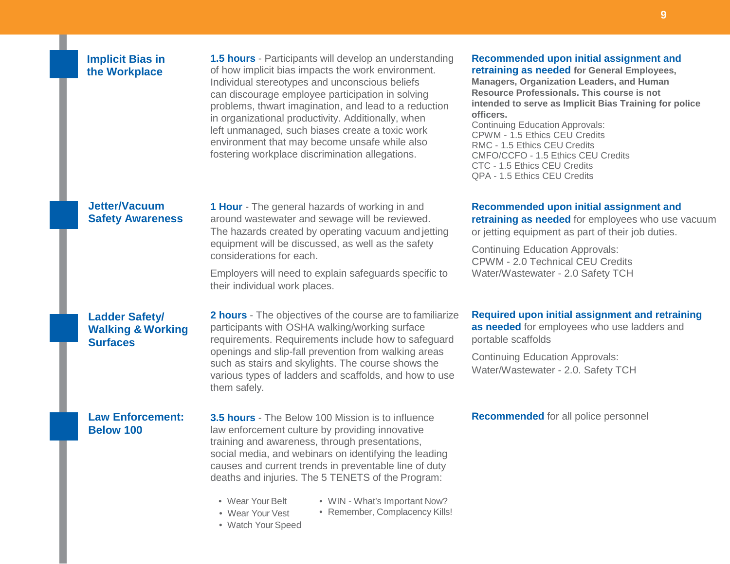## Implicit Bias in the Workplace

**1.5 hours** - Participants will develop an understanding of how implicit bias impacts the work environment. Individual stereotypes and unconscious beliefs can discourage employee participation in solving problems, thwart imagination, and lead to a reduction in organizational productivity. Additionally, when left unmanaged, such biases create a toxic work environment that may become unsafe while also fostering workplace discrimination allegations.

**Recommended upon initial assignment and retraining as needed for General Employees, Managers, Organization Leaders, and Human Resource Professionals. This course is not intended to serve as Implicit Bias Training for police officers.**

Continuing Education Approvals:
CPWM - 1.5 Ethics CEU Credits
RMC - 1.5 Ethics CEU Credits
CMFO/CCFO - 1.5 Ethics CEU Credits
CTC - 1.5 Ethics CEU Credits
QPA - 1.5 Ethics CEU Credits

## Jetter/Vacuum Safety Awareness

**1 Hour** - The general hazards of working in and around wastewater and sewage will be reviewed. The hazards created by operating vacuum and jetting equipment will be discussed, as well as the safety considerations for each.

Employers will need to explain safeguards specific to their individual work places.

**Recommended upon initial assignment and retraining as needed** for employees who use vacuum or jetting equipment as part of their job duties.

Continuing Education Approvals:
CPWM - 2.0 Technical CEU Credits
Water/Wastewater - 2.0 Safety TCH

## Ladder Safety/ Walking & Working Surfaces

**2 hours** - The objectives of the course are to familiarize participants with OSHA walking/working surface requirements. Requirements include how to safeguard openings and slip-fall prevention from walking areas such as stairs and skylights. The course shows the various types of ladders and scaffolds, and how to use them safely.

**Required upon initial assignment and retraining as needed** for employees who use ladders and portable scaffolds

Continuing Education Approvals:
Water/Wastewater - 2.0. Safety TCH

## Law Enforcement: Below 100

**3.5 hours** - The Below 100 Mission is to influence law enforcement culture by providing innovative training and awareness, through presentations, social media, and webinars on identifying the leading causes and current trends in preventable line of duty deaths and injuries. The 5 TENETS of the Program:

- Wear Your Belt
- Wear Your Vest
- Watch Your Speed
- WIN - What's Important Now?
- Remember, Complacency Kills!

**Recommended** for all police personnel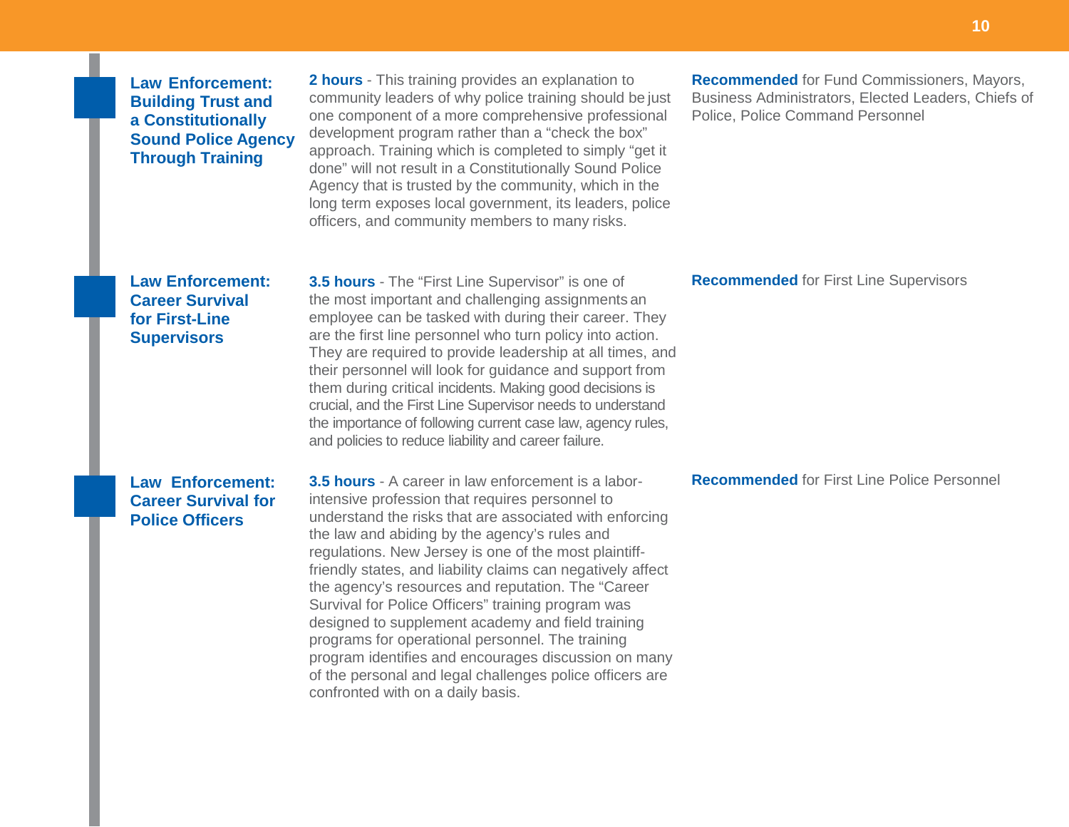### Law Enforcement: Building Trust and a Constitutionally Sound Police Agency Through Training

**2 hours** - This training provides an explanation to community leaders of why police training should be just one component of a more comprehensive professional development program rather than a "check the box" approach. Training which is completed to simply "get it done" will not result in a Constitutionally Sound Police Agency that is trusted by the community, which in the long term exposes local government, its leaders, police officers, and community members to many risks.

**Recommended** for Fund Commissioners, Mayors, Business Administrators, Elected Leaders, Chiefs of Police, Police Command Personnel

### Law Enforcement: Career Survival for First-Line Supervisors

**3.5 hours** - The "First Line Supervisor" is one of the most important and challenging assignments an employee can be tasked with during their career. They are the first line personnel who turn policy into action. They are required to provide leadership at all times, and their personnel will look for guidance and support from them during critical incidents. Making good decisions is crucial, and the First Line Supervisor needs to understand the importance of following current case law, agency rules, and policies to reduce liability and career failure.

**Recommended** for First Line Supervisors

### Law Enforcement: Career Survival for Police Officers

**3.5 hours** - A career in law enforcement is a labor-intensive profession that requires personnel to understand the risks that are associated with enforcing the law and abiding by the agency's rules and regulations. New Jersey is one of the most plaintiff-friendly states, and liability claims can negatively affect the agency's resources and reputation. The "Career Survival for Police Officers" training program was designed to supplement academy and field training programs for operational personnel. The training program identifies and encourages discussion on many of the personal and legal challenges police officers are confronted with on a daily basis.

**Recommended** for First Line Police Personnel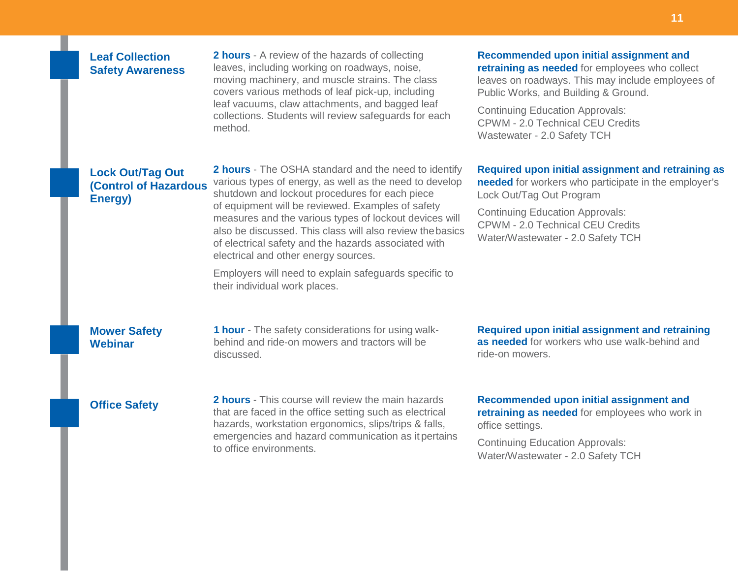## Leaf Collection Safety Awareness

**2 hours** - A review of the hazards of collecting leaves, including working on roadways, noise, moving machinery, and muscle strains. The class covers various methods of leaf pick-up, including leaf vacuums, claw attachments, and bagged leaf collections. Students will review safeguards for each method.

**Recommended upon initial assignment and retraining as needed** for employees who collect leaves on roadways. This may include employees of Public Works, and Building & Ground.

Continuing Education Approvals:
CPWM - 2.0 Technical CEU Credits
Wastewater - 2.0 Safety TCH

## Lock Out/Tag Out (Control of Hazardous Energy)

**2 hours** - The OSHA standard and the need to identify various types of energy, as well as the need to develop shutdown and lockout procedures for each piece of equipment will be reviewed. Examples of safety measures and the various types of lockout devices will also be discussed. This class will also review the basics of electrical safety and the hazards associated with electrical and other energy sources.

Employers will need to explain safeguards specific to their individual work places.

**Required upon initial assignment and retraining as needed** for workers who participate in the employer's Lock Out/Tag Out Program

Continuing Education Approvals:
CPWM - 2.0 Technical CEU Credits
Water/Wastewater - 2.0 Safety TCH

## Mower Safety Webinar

**1 hour** - The safety considerations for using walk-behind and ride-on mowers and tractors will be discussed.

**Required upon initial assignment and retraining as needed** for workers who use walk-behind and ride-on mowers.

## Office Safety

**2 hours** - This course will review the main hazards that are faced in the office setting such as electrical hazards, workstation ergonomics, slips/trips & falls, emergencies and hazard communication as it pertains to office environments.

**Recommended upon initial assignment and retraining as needed** for employees who work in office settings.

Continuing Education Approvals:
Water/Wastewater - 2.0 Safety TCH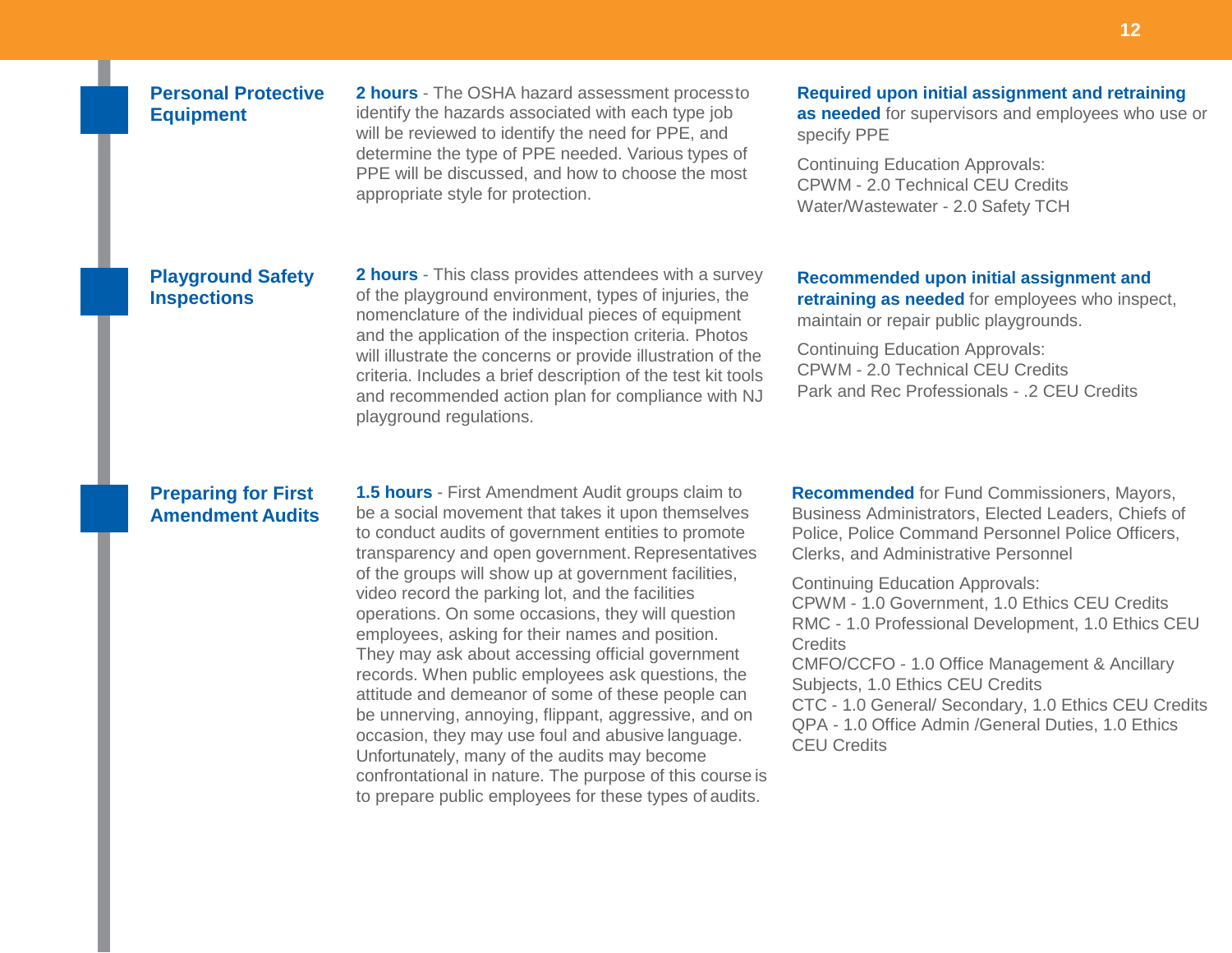## Personal Protective Equipment

**2 hours** - The OSHA hazard assessment process to identify the hazards associated with each type job will be reviewed to identify the need for PPE, and determine the type of PPE needed. Various types of PPE will be discussed, and how to choose the most appropriate style for protection.

**Required upon initial assignment and retraining as needed** for supervisors and employees who use or specify PPE

Continuing Education Approvals:
CPWM - 2.0 Technical CEU Credits
Water/Wastewater - 2.0 Safety TCH

## Playground Safety Inspections

**2 hours** - This class provides attendees with a survey of the playground environment, types of injuries, the nomenclature of the individual pieces of equipment and the application of the inspection criteria. Photos will illustrate the concerns or provide illustration of the criteria. Includes a brief description of the test kit tools and recommended action plan for compliance with NJ playground regulations.

**Recommended upon initial assignment and retraining as needed** for employees who inspect, maintain or repair public playgrounds.

Continuing Education Approvals:
CPWM - 2.0 Technical CEU Credits
Park and Rec Professionals - .2 CEU Credits

## Preparing for First Amendment Audits

**1.5 hours** - First Amendment Audit groups claim to be a social movement that takes it upon themselves to conduct audits of government entities to promote transparency and open government. Representatives of the groups will show up at government facilities, video record the parking lot, and the facilities operations. On some occasions, they will question employees, asking for their names and position. They may ask about accessing official government records. When public employees ask questions, the attitude and demeanor of some of these people can be unnerving, annoying, flippant, aggressive, and on occasion, they may use foul and abusive language. Unfortunately, many of the audits may become confrontational in nature. The purpose of this course is to prepare public employees for these types of audits.

**Recommended** for Fund Commissioners, Mayors, Business Administrators, Elected Leaders, Chiefs of Police, Police Command Personnel Police Officers, Clerks, and Administrative Personnel

Continuing Education Approvals:
CPWM - 1.0 Government, 1.0 Ethics CEU Credits
RMC - 1.0 Professional Development, 1.0 Ethics CEU Credits
CMFO/CCFO - 1.0 Office Management & Ancillary Subjects, 1.0 Ethics CEU Credits
CTC - 1.0 General/ Secondary, 1.0 Ethics CEU Credits
QPA - 1.0 Office Admin /General Duties, 1.0 Ethics CEU Credits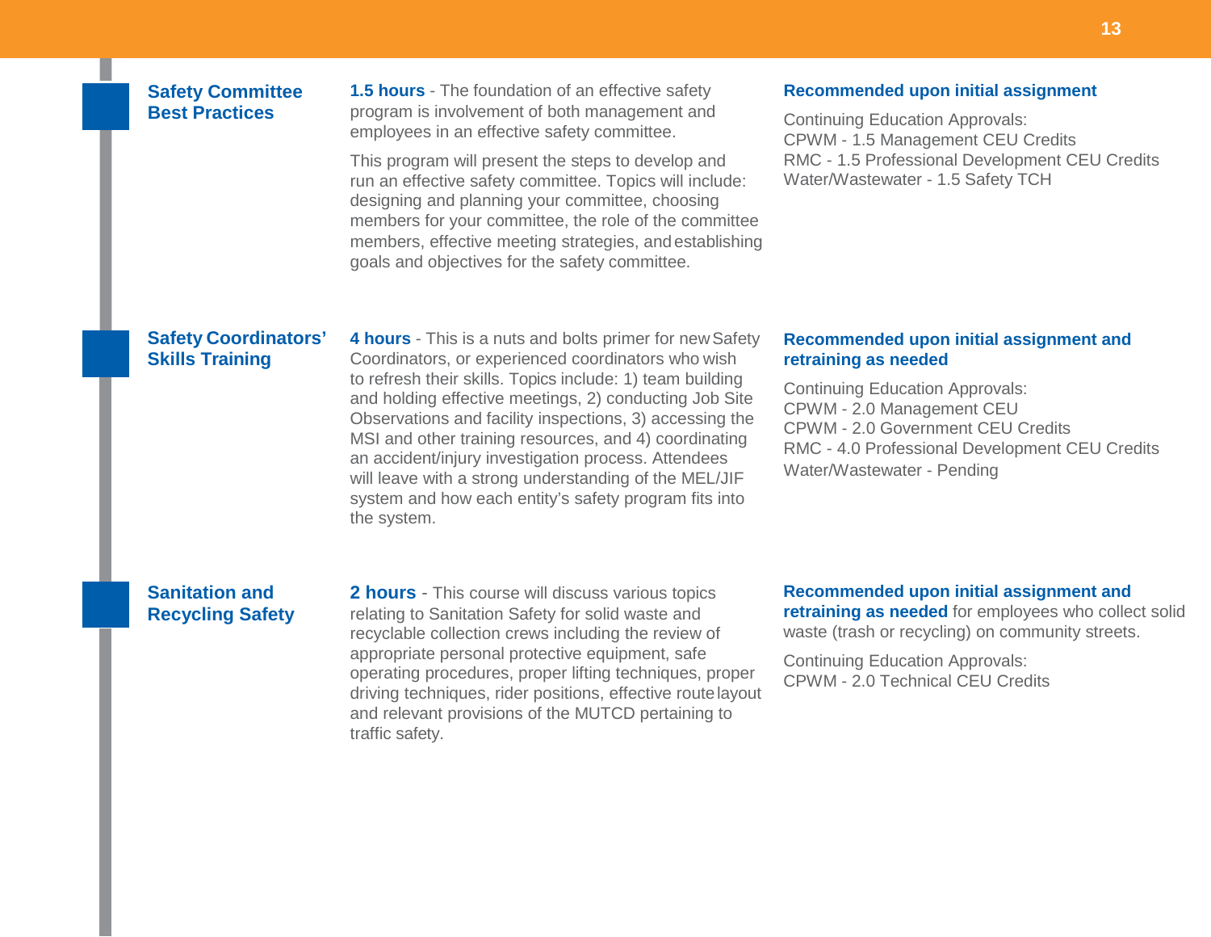## Safety Committee Best Practices

**1.5 hours** - The foundation of an effective safety program is involvement of both management and employees in an effective safety committee.

This program will present the steps to develop and run an effective safety committee. Topics will include: designing and planning your committee, choosing members for your committee, the role of the committee members, effective meeting strategies, and establishing goals and objectives for the safety committee.

**Recommended upon initial assignment**

Continuing Education Approvals:
CPWM - 1.5 Management CEU Credits
RMC - 1.5 Professional Development CEU Credits
Water/Wastewater - 1.5 Safety TCH

## Safety Coordinators' Skills Training

**4 hours** - This is a nuts and bolts primer for new Safety Coordinators, or experienced coordinators who wish to refresh their skills. Topics include: 1) team building and holding effective meetings, 2) conducting Job Site Observations and facility inspections, 3) accessing the MSI and other training resources, and 4) coordinating an accident/injury investigation process. Attendees will leave with a strong understanding of the MEL/JIF system and how each entity's safety program fits into the system.

**Recommended upon initial assignment and retraining as needed**

Continuing Education Approvals:
CPWM - 2.0 Management CEU
CPWM - 2.0 Government CEU Credits
RMC - 4.0 Professional Development CEU Credits
Water/Wastewater - Pending

## Sanitation and Recycling Safety

**2 hours** - This course will discuss various topics relating to Sanitation Safety for solid waste and recyclable collection crews including the review of appropriate personal protective equipment, safe operating procedures, proper lifting techniques, proper driving techniques, rider positions, effective route layout and relevant provisions of the MUTCD pertaining to traffic safety.

**Recommended upon initial assignment and retraining as needed** for employees who collect solid waste (trash or recycling) on community streets.

Continuing Education Approvals:
CPWM - 2.0 Technical CEU Credits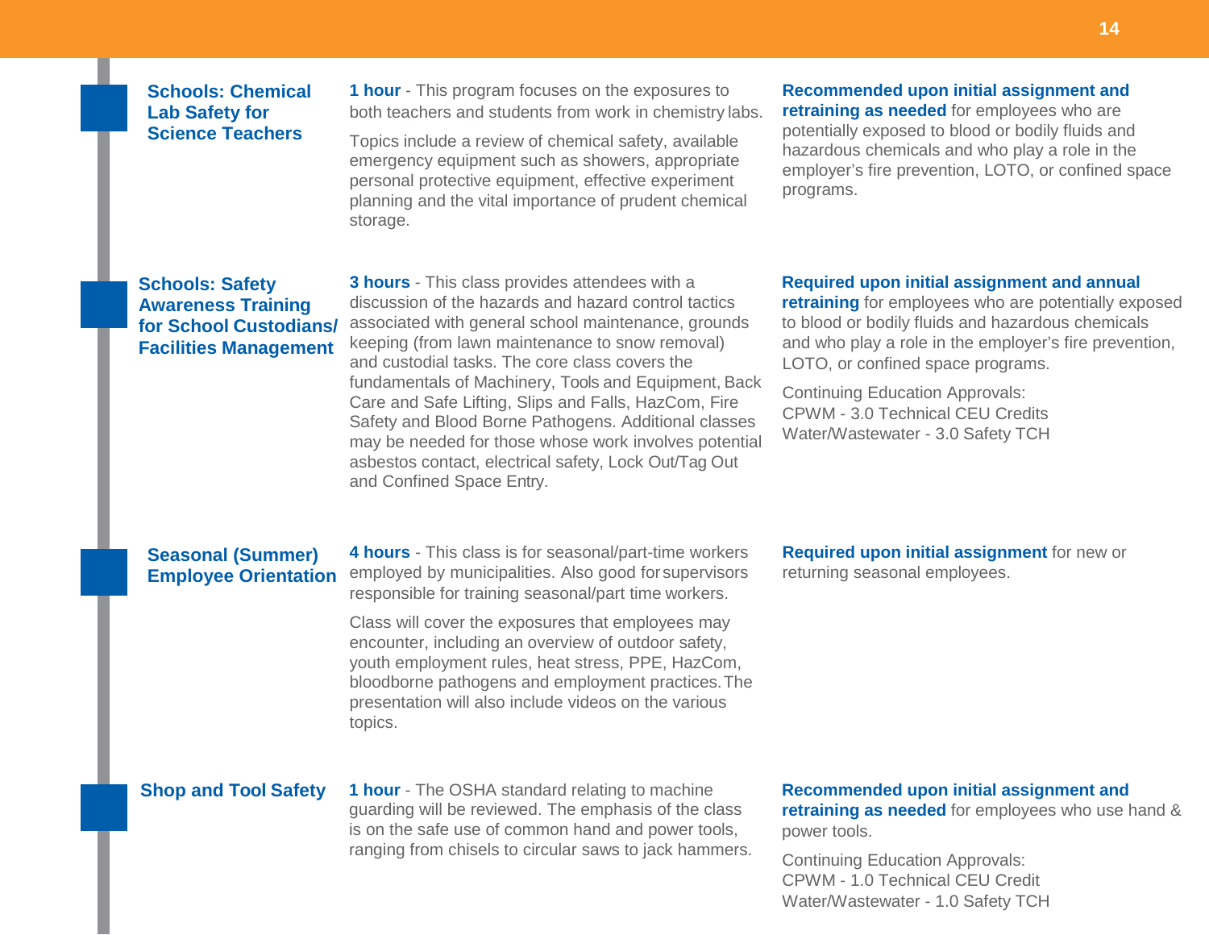### Schools: Chemical Lab Safety for Science Teachers

**1 hour** - This program focuses on the exposures to both teachers and students from work in chemistry labs.

Topics include a review of chemical safety, available emergency equipment such as showers, appropriate personal protective equipment, effective experiment planning and the vital importance of prudent chemical storage.

**Recommended upon initial assignment and retraining as needed** for employees who are potentially exposed to blood or bodily fluids and hazardous chemicals and who play a role in the employer's fire prevention, LOTO, or confined space programs.

### Schools: Safety Awareness Training for School Custodians/ Facilities Management

**3 hours** - This class provides attendees with a discussion of the hazards and hazard control tactics associated with general school maintenance, grounds keeping (from lawn maintenance to snow removal) and custodial tasks. The core class covers the fundamentals of Machinery, Tools and Equipment, Back Care and Safe Lifting, Slips and Falls, HazCom, Fire Safety and Blood Borne Pathogens. Additional classes may be needed for those whose work involves potential asbestos contact, electrical safety, Lock Out/Tag Out and Confined Space Entry.

**Required upon initial assignment and annual retraining** for employees who are potentially exposed to blood or bodily fluids and hazardous chemicals and who play a role in the employer's fire prevention, LOTO, or confined space programs.

Continuing Education Approvals:
CPWM - 3.0 Technical CEU Credits
Water/Wastewater - 3.0 Safety TCH

### Seasonal (Summer) Employee Orientation

**4 hours** - This class is for seasonal/part-time workers employed by municipalities. Also good for supervisors responsible for training seasonal/part time workers.

Class will cover the exposures that employees may encounter, including an overview of outdoor safety, youth employment rules, heat stress, PPE, HazCom, bloodborne pathogens and employment practices. The presentation will also include videos on the various topics.

**Required upon initial assignment** for new or returning seasonal employees.

### Shop and Tool Safety

**1 hour** - The OSHA standard relating to machine guarding will be reviewed. The emphasis of the class is on the safe use of common hand and power tools, ranging from chisels to circular saws to jack hammers.

**Recommended upon initial assignment and retraining as needed** for employees who use hand & power tools.

Continuing Education Approvals:
CPWM - 1.0 Technical CEU Credit
Water/Wastewater - 1.0 Safety TCH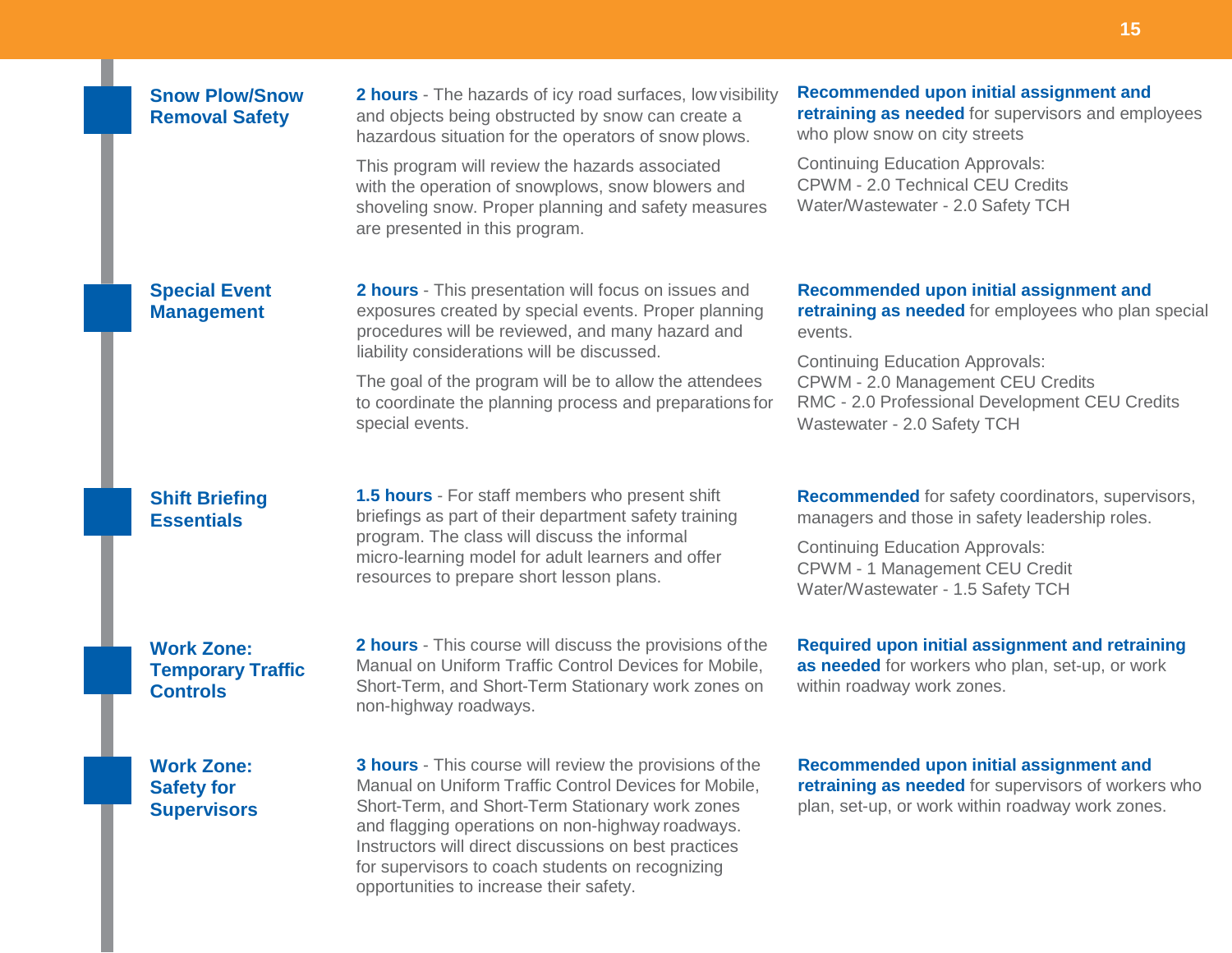## Snow Plow/Snow Removal Safety

**2 hours** - The hazards of icy road surfaces, low visibility and objects being obstructed by snow can create a hazardous situation for the operators of snow plows.

This program will review the hazards associated with the operation of snowplows, snow blowers and shoveling snow. Proper planning and safety measures are presented in this program.

**Recommended upon initial assignment and retraining as needed** for supervisors and employees who plow snow on city streets

Continuing Education Approvals:
CPWM - 2.0 Technical CEU Credits
Water/Wastewater - 2.0 Safety TCH

## Special Event Management

**2 hours** - This presentation will focus on issues and exposures created by special events. Proper planning procedures will be reviewed, and many hazard and liability considerations will be discussed.

The goal of the program will be to allow the attendees to coordinate the planning process and preparations for special events.

**Recommended upon initial assignment and retraining as needed** for employees who plan special events.

Continuing Education Approvals:
CPWM - 2.0 Management CEU Credits
RMC - 2.0 Professional Development CEU Credits
Wastewater - 2.0 Safety TCH

## Shift Briefing Essentials

**1.5 hours** - For staff members who present shift briefings as part of their department safety training program. The class will discuss the informal micro-learning model for adult learners and offer resources to prepare short lesson plans.

**Recommended** for safety coordinators, supervisors, managers and those in safety leadership roles.

Continuing Education Approvals:
CPWM - 1 Management CEU Credit
Water/Wastewater - 1.5 Safety TCH

## Work Zone: Temporary Traffic Controls

**2 hours** - This course will discuss the provisions of the Manual on Uniform Traffic Control Devices for Mobile, Short-Term, and Short-Term Stationary work zones on non-highway roadways.

**Required upon initial assignment and retraining as needed** for workers who plan, set-up, or work within roadway work zones.

## Work Zone: Safety for Supervisors

**3 hours** - This course will review the provisions of the Manual on Uniform Traffic Control Devices for Mobile, Short-Term, and Short-Term Stationary work zones and flagging operations on non-highway roadways. Instructors will direct discussions on best practices for supervisors to coach students on recognizing opportunities to increase their safety.

**Recommended upon initial assignment and retraining as needed** for supervisors of workers who plan, set-up, or work within roadway work zones.